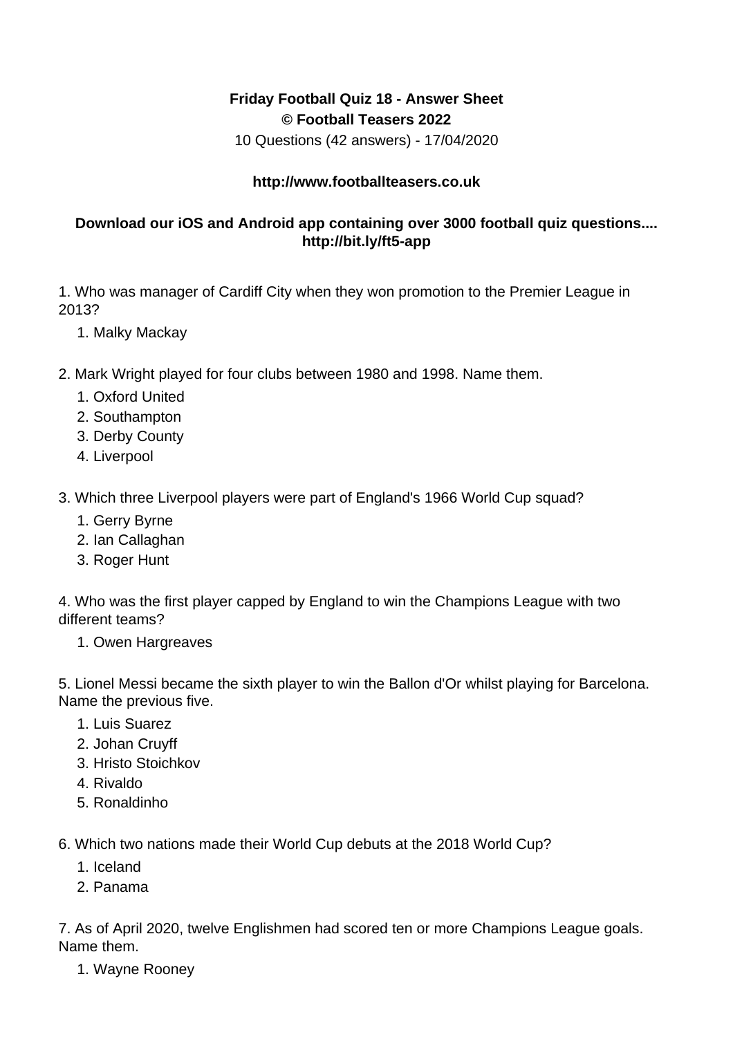**Friday Football Quiz 18 - Answer Sheet**
**© Football Teasers 2022**
10 Questions (42 answers) - 17/04/2020

**http://www.footballteasers.co.uk**

**Download our iOS and Android app containing over 3000 football quiz questions.... http://bit.ly/ft5-app**

1. Who was manager of Cardiff City when they won promotion to the Premier League in 2013?
    1. Malky Mackay

2. Mark Wright played for four clubs between 1980 and 1998. Name them.
    1. Oxford United
    2. Southampton
    3. Derby County
    4. Liverpool

3. Which three Liverpool players were part of England's 1966 World Cup squad?
    1. Gerry Byrne
    2. Ian Callaghan
    3. Roger Hunt

4. Who was the first player capped by England to win the Champions League with two different teams?
    1. Owen Hargreaves

5. Lionel Messi became the sixth player to win the Ballon d'Or whilst playing for Barcelona. Name the previous five.
    1. Luis Suarez
    2. Johan Cruyff
    3. Hristo Stoichkov
    4. Rivaldo
    5. Ronaldinho

6. Which two nations made their World Cup debuts at the 2018 World Cup?
    1. Iceland
    2. Panama

7. As of April 2020, twelve Englishmen had scored ten or more Champions League goals. Name them.
    1. Wayne Rooney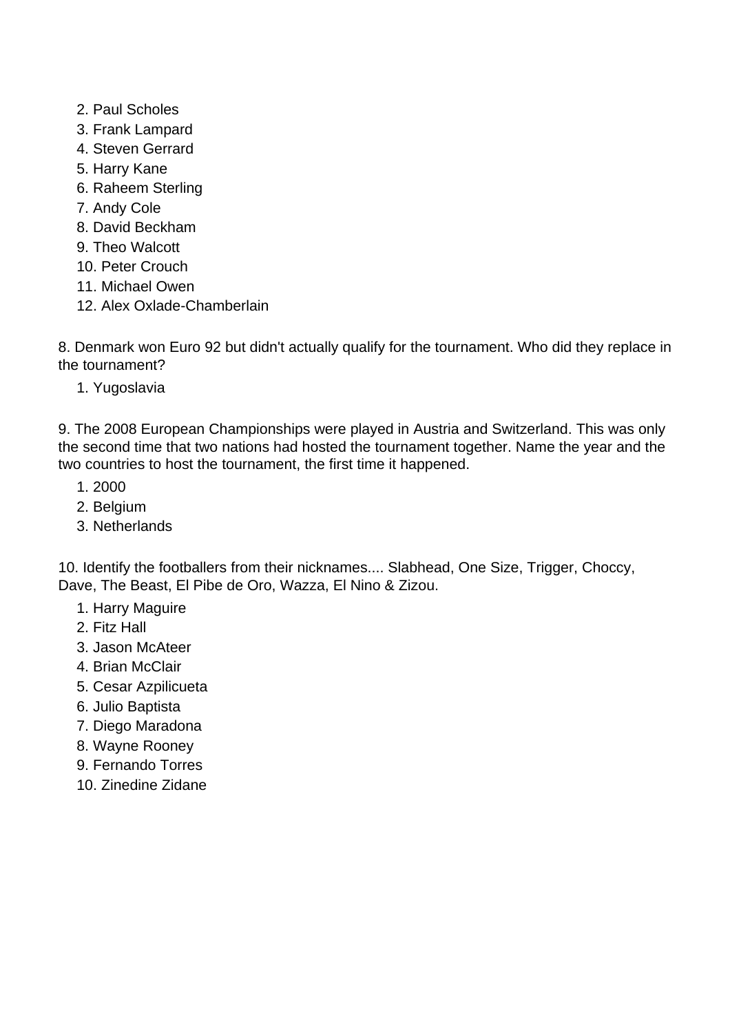2. Paul Scholes
3. Frank Lampard
4. Steven Gerrard
5. Harry Kane
6. Raheem Sterling
7. Andy Cole
8. David Beckham
9. Theo Walcott
10. Peter Crouch
11. Michael Owen
12. Alex Oxlade-Chamberlain

8. Denmark won Euro 92 but didn't actually qualify for the tournament. Who did they replace in the tournament?

1. Yugoslavia

9. The 2008 European Championships were played in Austria and Switzerland. This was only the second time that two nations had hosted the tournament together. Name the year and the two countries to host the tournament, the first time it happened.

1. 2000
2. Belgium
3. Netherlands

10. Identify the footballers from their nicknames.... Slabhead, One Size, Trigger, Choccy, Dave, The Beast, El Pibe de Oro, Wazza, El Nino & Zizou.

1. Harry Maguire
2. Fitz Hall
3. Jason McAteer
4. Brian McClair
5. Cesar Azpilicueta
6. Julio Baptista
7. Diego Maradona
8. Wayne Rooney
9. Fernando Torres
10. Zinedine Zidane